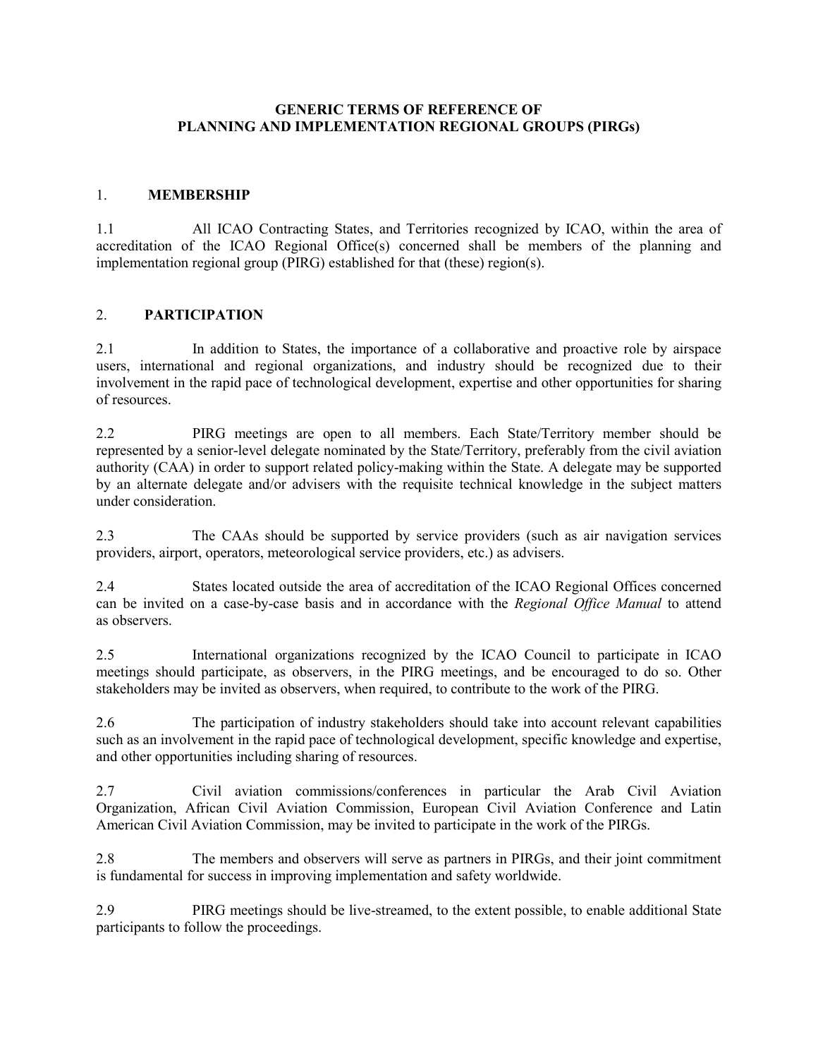# GENERIC TERMS OF REFERENCE OF PLANNING AND IMPLEMENTATION REGIONAL GROUPS (PIRGs)

## 1. MEMBERSHIP

1.1 All ICAO Contracting States, and Territories recognized by ICAO, within the area of accreditation of the ICAO Regional Office(s) concerned shall be members of the planning and implementation regional group (PIRG) established for that (these) region(s).

## 2. PARTICIPATION

2.1 In addition to States, the importance of a collaborative and proactive role by airspace users, international and regional organizations, and industry should be recognized due to their involvement in the rapid pace of technological development, expertise and other opportunities for sharing of resources.

2.2 PIRG meetings are open to all members. Each State/Territory member should be represented by a senior-level delegate nominated by the State/Territory, preferably from the civil aviation authority (CAA) in order to support related policy-making within the State. A delegate may be supported by an alternate delegate and/or advisers with the requisite technical knowledge in the subject matters under consideration.

2.3 The CAAs should be supported by service providers (such as air navigation services providers, airport, operators, meteorological service providers, etc.) as advisers.

2.4 States located outside the area of accreditation of the ICAO Regional Offices concerned can be invited on a case-by-case basis and in accordance with the *Regional Office Manual* to attend as observers.

2.5 International organizations recognized by the ICAO Council to participate in ICAO meetings should participate, as observers, in the PIRG meetings, and be encouraged to do so. Other stakeholders may be invited as observers, when required, to contribute to the work of the PIRG.

2.6 The participation of industry stakeholders should take into account relevant capabilities such as an involvement in the rapid pace of technological development, specific knowledge and expertise, and other opportunities including sharing of resources.

2.7 Civil aviation commissions/conferences in particular the Arab Civil Aviation Organization, African Civil Aviation Commission, European Civil Aviation Conference and Latin American Civil Aviation Commission, may be invited to participate in the work of the PIRGs.

2.8 The members and observers will serve as partners in PIRGs, and their joint commitment is fundamental for success in improving implementation and safety worldwide.

2.9 PIRG meetings should be live-streamed, to the extent possible, to enable additional State participants to follow the proceedings.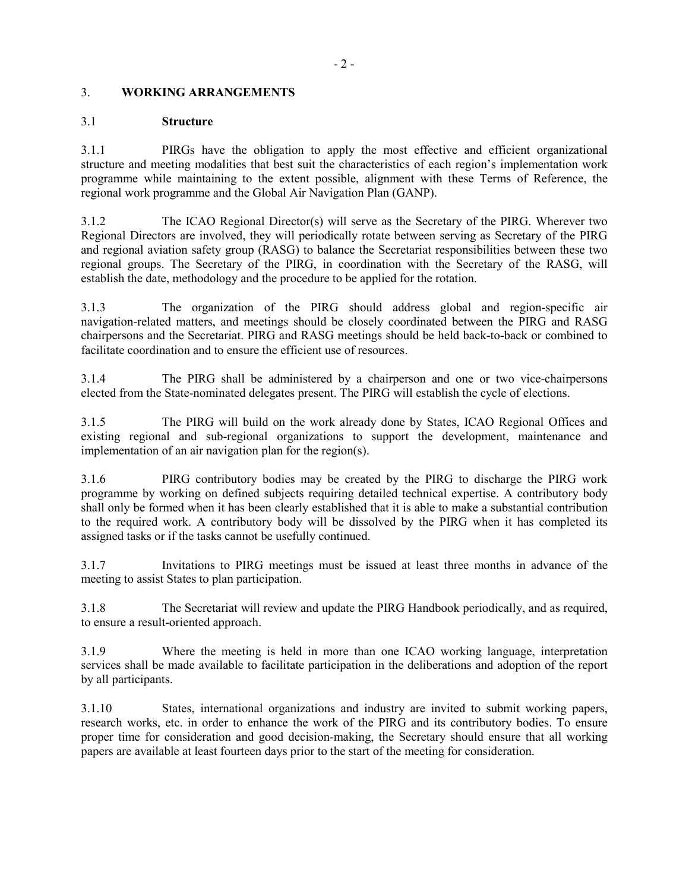## 3. WORKING ARRANGEMENTS

### 3.1 Structure

3.1.1 PIRGs have the obligation to apply the most effective and efficient organizational structure and meeting modalities that best suit the characteristics of each region's implementation work programme while maintaining to the extent possible, alignment with these Terms of Reference, the regional work programme and the Global Air Navigation Plan (GANP).

3.1.2 The ICAO Regional Director(s) will serve as the Secretary of the PIRG. Wherever two Regional Directors are involved, they will periodically rotate between serving as Secretary of the PIRG and regional aviation safety group (RASG) to balance the Secretariat responsibilities between these two regional groups. The Secretary of the PIRG, in coordination with the Secretary of the RASG, will establish the date, methodology and the procedure to be applied for the rotation.

3.1.3 The organization of the PIRG should address global and region-specific air navigation-related matters, and meetings should be closely coordinated between the PIRG and RASG chairpersons and the Secretariat. PIRG and RASG meetings should be held back-to-back or combined to facilitate coordination and to ensure the efficient use of resources.

3.1.4 The PIRG shall be administered by a chairperson and one or two vice-chairpersons elected from the State-nominated delegates present. The PIRG will establish the cycle of elections.

3.1.5 The PIRG will build on the work already done by States, ICAO Regional Offices and existing regional and sub-regional organizations to support the development, maintenance and implementation of an air navigation plan for the region(s).

3.1.6 PIRG contributory bodies may be created by the PIRG to discharge the PIRG work programme by working on defined subjects requiring detailed technical expertise. A contributory body shall only be formed when it has been clearly established that it is able to make a substantial contribution to the required work. A contributory body will be dissolved by the PIRG when it has completed its assigned tasks or if the tasks cannot be usefully continued.

3.1.7 Invitations to PIRG meetings must be issued at least three months in advance of the meeting to assist States to plan participation.

3.1.8 The Secretariat will review and update the PIRG Handbook periodically, and as required, to ensure a result-oriented approach.

3.1.9 Where the meeting is held in more than one ICAO working language, interpretation services shall be made available to facilitate participation in the deliberations and adoption of the report by all participants.

3.1.10 States, international organizations and industry are invited to submit working papers, research works, etc. in order to enhance the work of the PIRG and its contributory bodies. To ensure proper time for consideration and good decision-making, the Secretary should ensure that all working papers are available at least fourteen days prior to the start of the meeting for consideration.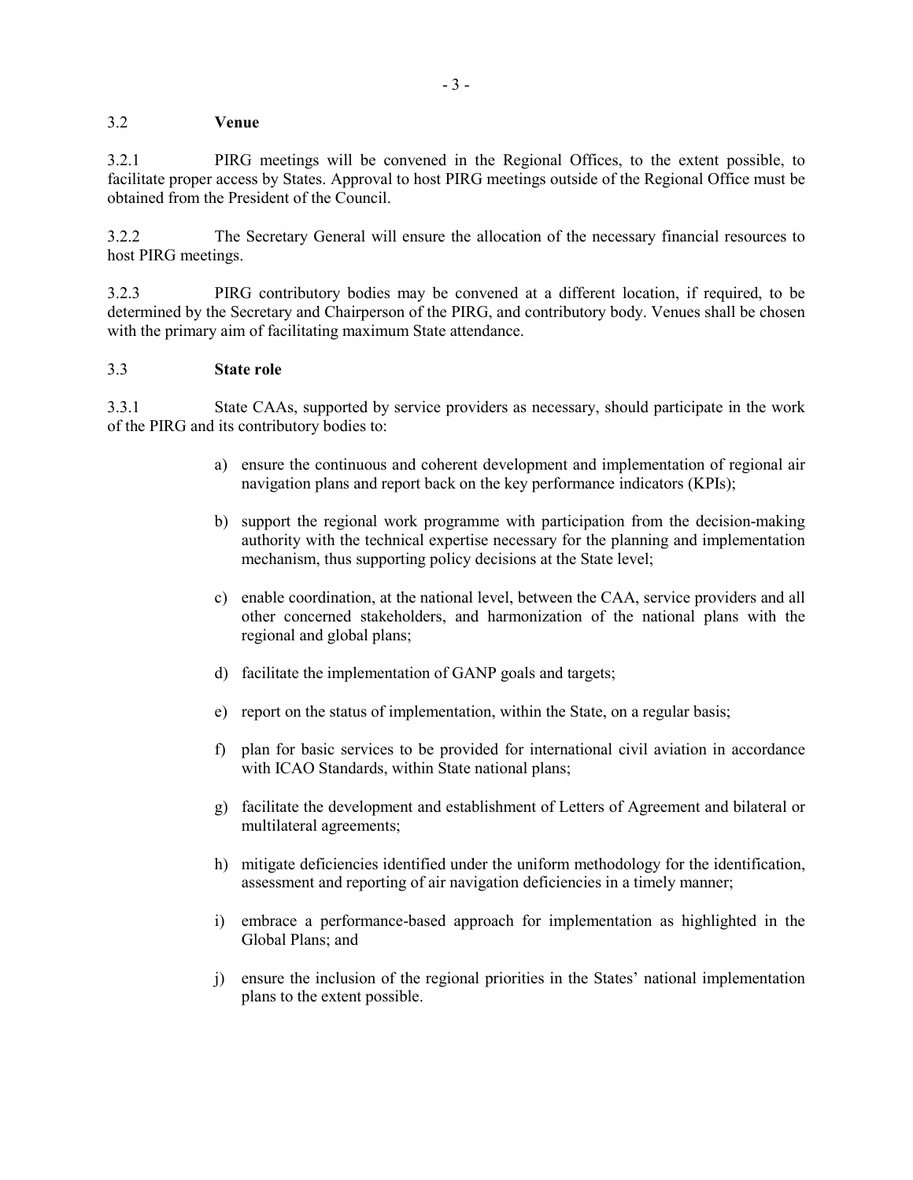### 3.2 **Venue**

3.2.1 PIRG meetings will be convened in the Regional Offices, to the extent possible, to facilitate proper access by States. Approval to host PIRG meetings outside of the Regional Office must be obtained from the President of the Council.

3.2.2 The Secretary General will ensure the allocation of the necessary financial resources to host PIRG meetings.

3.2.3 PIRG contributory bodies may be convened at a different location, if required, to be determined by the Secretary and Chairperson of the PIRG, and contributory body. Venues shall be chosen with the primary aim of facilitating maximum State attendance.

### 3.3 **State role**

3.3.1 State CAAs, supported by service providers as necessary, should participate in the work of the PIRG and its contributory bodies to:

a) ensure the continuous and coherent development and implementation of regional air navigation plans and report back on the key performance indicators (KPIs);

b) support the regional work programme with participation from the decision-making authority with the technical expertise necessary for the planning and implementation mechanism, thus supporting policy decisions at the State level;

c) enable coordination, at the national level, between the CAA, service providers and all other concerned stakeholders, and harmonization of the national plans with the regional and global plans;

d) facilitate the implementation of GANP goals and targets;

e) report on the status of implementation, within the State, on a regular basis;

f) plan for basic services to be provided for international civil aviation in accordance with ICAO Standards, within State national plans;

g) facilitate the development and establishment of Letters of Agreement and bilateral or multilateral agreements;

h) mitigate deficiencies identified under the uniform methodology for the identification, assessment and reporting of air navigation deficiencies in a timely manner;

i) embrace a performance-based approach for implementation as highlighted in the Global Plans; and

j) ensure the inclusion of the regional priorities in the States' national implementation plans to the extent possible.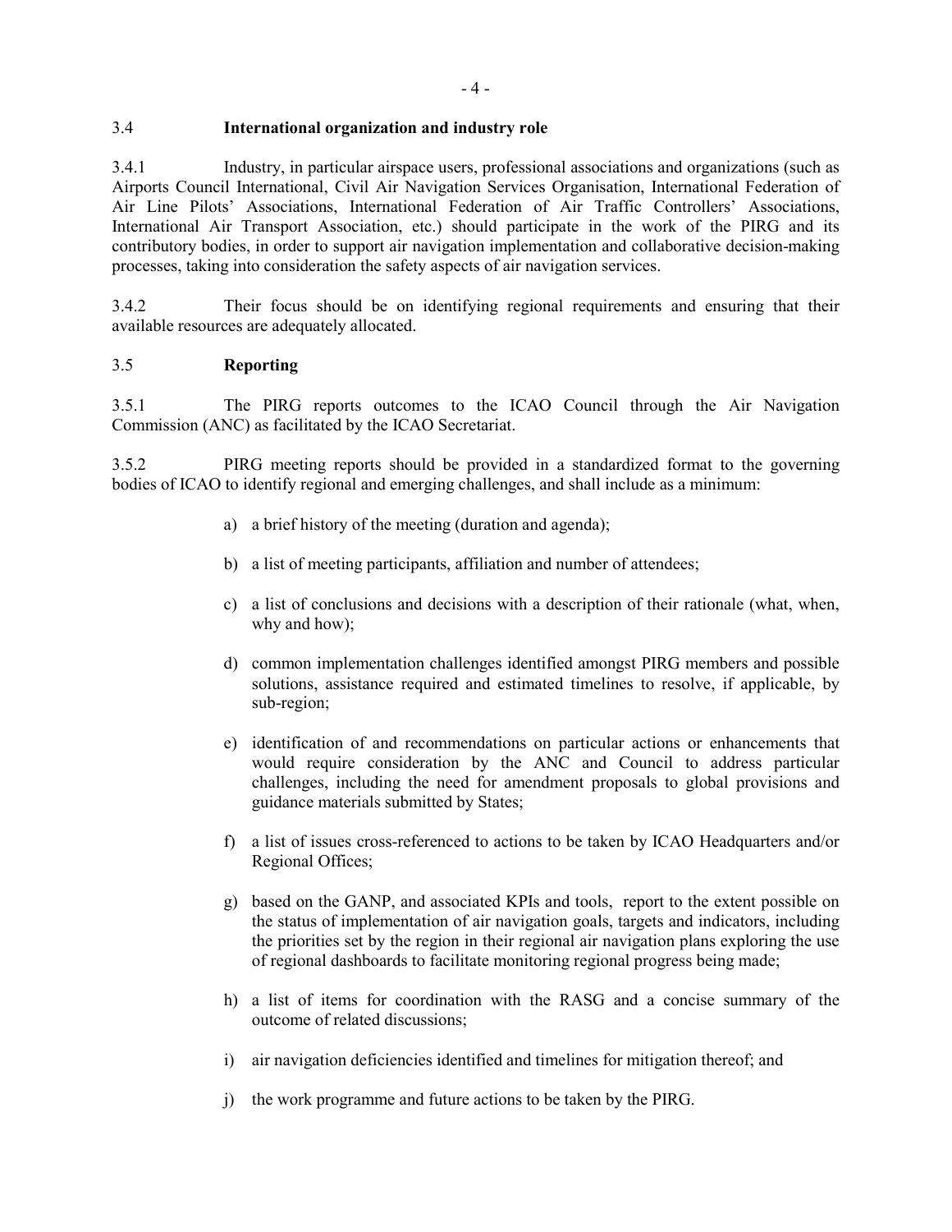### 3.4 International organization and industry role

3.4.1 Industry, in particular airspace users, professional associations and organizations (such as Airports Council International, Civil Air Navigation Services Organisation, International Federation of Air Line Pilots' Associations, International Federation of Air Traffic Controllers' Associations, International Air Transport Association, etc.) should participate in the work of the PIRG and its contributory bodies, in order to support air navigation implementation and collaborative decision-making processes, taking into consideration the safety aspects of air navigation services.

3.4.2 Their focus should be on identifying regional requirements and ensuring that their available resources are adequately allocated.

### 3.5 Reporting

3.5.1 The PIRG reports outcomes to the ICAO Council through the Air Navigation Commission (ANC) as facilitated by the ICAO Secretariat.

3.5.2 PIRG meeting reports should be provided in a standardized format to the governing bodies of ICAO to identify regional and emerging challenges, and shall include as a minimum:

a) a brief history of the meeting (duration and agenda);

b) a list of meeting participants, affiliation and number of attendees;

c) a list of conclusions and decisions with a description of their rationale (what, when, why and how);

d) common implementation challenges identified amongst PIRG members and possible solutions, assistance required and estimated timelines to resolve, if applicable, by sub-region;

e) identification of and recommendations on particular actions or enhancements that would require consideration by the ANC and Council to address particular challenges, including the need for amendment proposals to global provisions and guidance materials submitted by States;

f) a list of issues cross-referenced to actions to be taken by ICAO Headquarters and/or Regional Offices;

g) based on the GANP, and associated KPIs and tools, report to the extent possible on the status of implementation of air navigation goals, targets and indicators, including the priorities set by the region in their regional air navigation plans exploring the use of regional dashboards to facilitate monitoring regional progress being made;

h) a list of items for coordination with the RASG and a concise summary of the outcome of related discussions;

i) air navigation deficiencies identified and timelines for mitigation thereof; and

j) the work programme and future actions to be taken by the PIRG.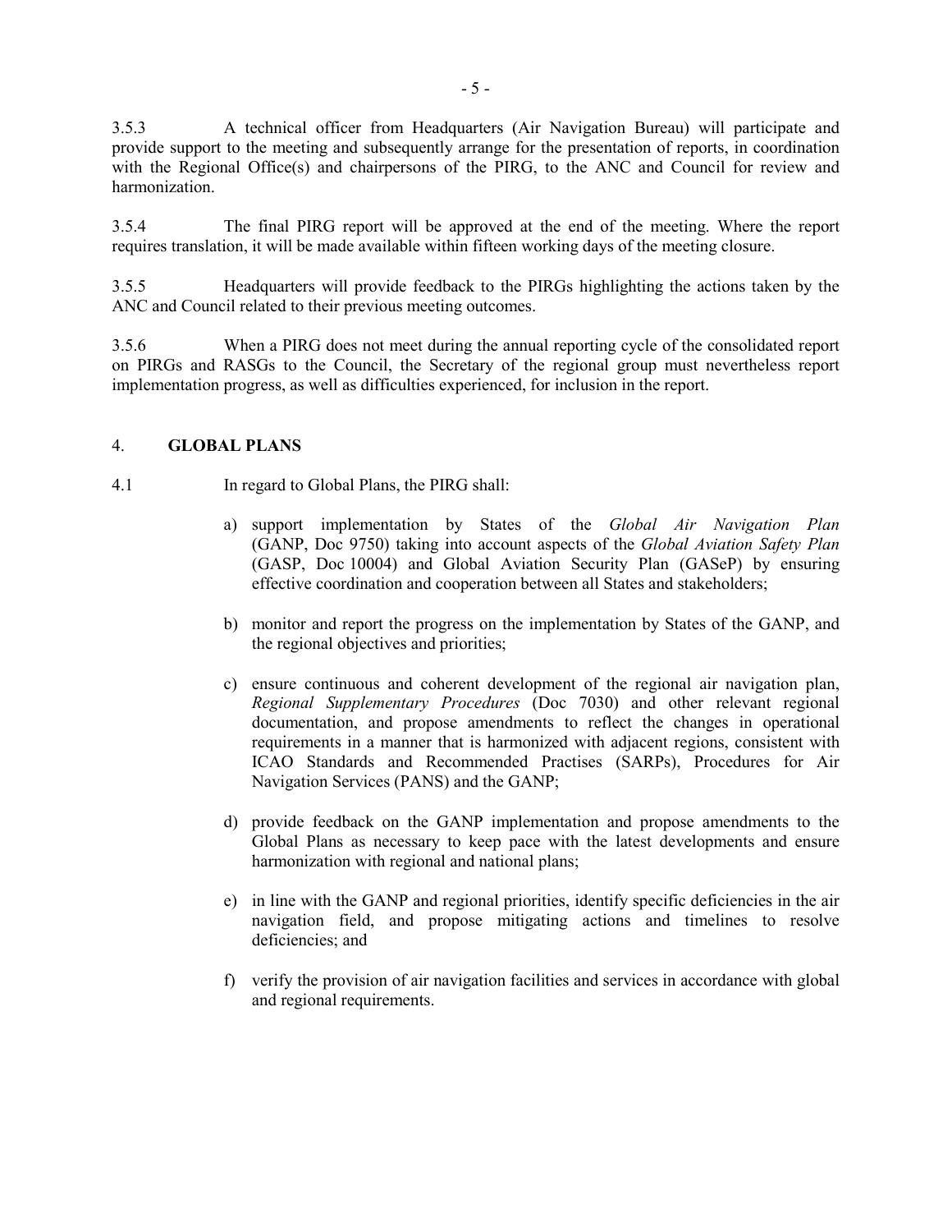3.5.3 A technical officer from Headquarters (Air Navigation Bureau) will participate and provide support to the meeting and subsequently arrange for the presentation of reports, in coordination with the Regional Office(s) and chairpersons of the PIRG, to the ANC and Council for review and harmonization.

3.5.4 The final PIRG report will be approved at the end of the meeting. Where the report requires translation, it will be made available within fifteen working days of the meeting closure.

3.5.5 Headquarters will provide feedback to the PIRGs highlighting the actions taken by the ANC and Council related to their previous meeting outcomes.

3.5.6 When a PIRG does not meet during the annual reporting cycle of the consolidated report on PIRGs and RASGs to the Council, the Secretary of the regional group must nevertheless report implementation progress, as well as difficulties experienced, for inclusion in the report.

## 4. **GLOBAL PLANS**

4.1 In regard to Global Plans, the PIRG shall:

a) support implementation by States of the *Global Air Navigation Plan* (GANP, Doc 9750) taking into account aspects of the *Global Aviation Safety Plan* (GASP, Doc 10004) and Global Aviation Security Plan (GASeP) by ensuring effective coordination and cooperation between all States and stakeholders;

b) monitor and report the progress on the implementation by States of the GANP, and the regional objectives and priorities;

c) ensure continuous and coherent development of the regional air navigation plan, *Regional Supplementary Procedures* (Doc 7030) and other relevant regional documentation, and propose amendments to reflect the changes in operational requirements in a manner that is harmonized with adjacent regions, consistent with ICAO Standards and Recommended Practises (SARPs), Procedures for Air Navigation Services (PANS) and the GANP;

d) provide feedback on the GANP implementation and propose amendments to the Global Plans as necessary to keep pace with the latest developments and ensure harmonization with regional and national plans;

e) in line with the GANP and regional priorities, identify specific deficiencies in the air navigation field, and propose mitigating actions and timelines to resolve deficiencies; and

f) verify the provision of air navigation facilities and services in accordance with global and regional requirements.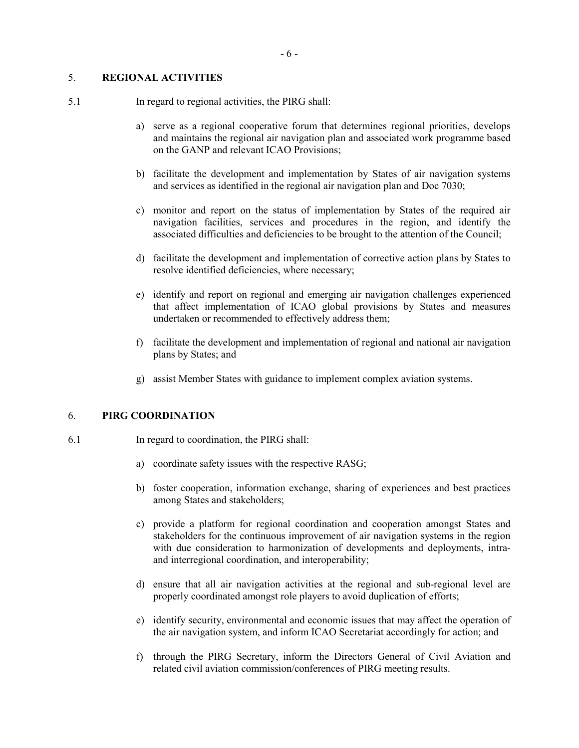## 5. REGIONAL ACTIVITIES

5.1 In regard to regional activities, the PIRG shall:

a) serve as a regional cooperative forum that determines regional priorities, develops and maintains the regional air navigation plan and associated work programme based on the GANP and relevant ICAO Provisions;

b) facilitate the development and implementation by States of air navigation systems and services as identified in the regional air navigation plan and Doc 7030;

c) monitor and report on the status of implementation by States of the required air navigation facilities, services and procedures in the region, and identify the associated difficulties and deficiencies to be brought to the attention of the Council;

d) facilitate the development and implementation of corrective action plans by States to resolve identified deficiencies, where necessary;

e) identify and report on regional and emerging air navigation challenges experienced that affect implementation of ICAO global provisions by States and measures undertaken or recommended to effectively address them;

f) facilitate the development and implementation of regional and national air navigation plans by States; and

g) assist Member States with guidance to implement complex aviation systems.

## 6. PIRG COORDINATION

6.1 In regard to coordination, the PIRG shall:

a) coordinate safety issues with the respective RASG;

b) foster cooperation, information exchange, sharing of experiences and best practices among States and stakeholders;

c) provide a platform for regional coordination and cooperation amongst States and stakeholders for the continuous improvement of air navigation systems in the region with due consideration to harmonization of developments and deployments, intra- and interregional coordination, and interoperability;

d) ensure that all air navigation activities at the regional and sub-regional level are properly coordinated amongst role players to avoid duplication of efforts;

e) identify security, environmental and economic issues that may affect the operation of the air navigation system, and inform ICAO Secretariat accordingly for action; and

f) through the PIRG Secretary, inform the Directors General of Civil Aviation and related civil aviation commission/conferences of PIRG meeting results.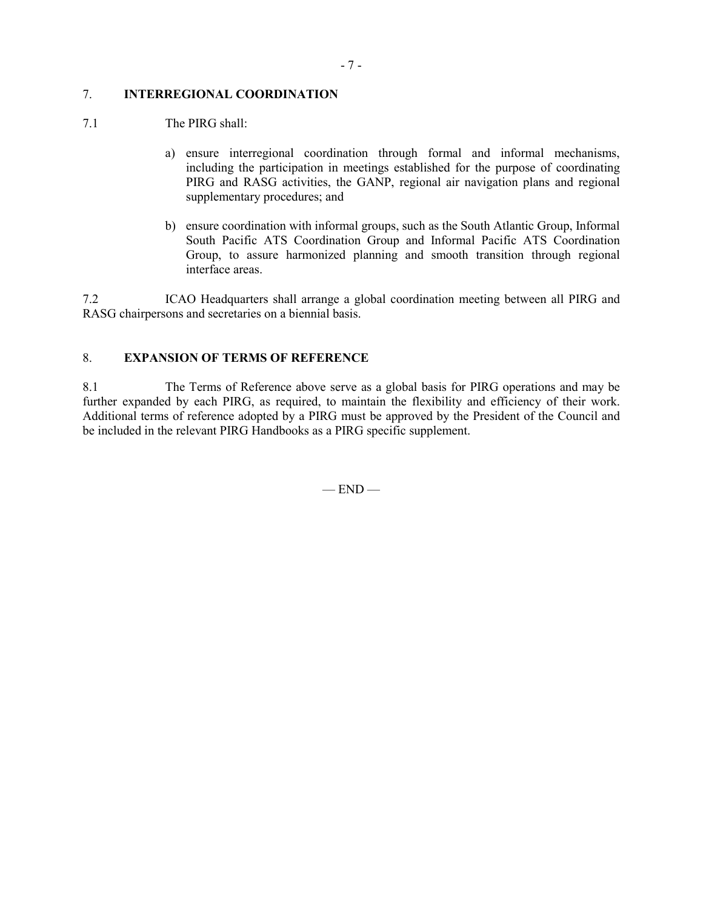## 7. **INTERREGIONAL COORDINATION**

7.1 The PIRG shall:

a) ensure interregional coordination through formal and informal mechanisms, including the participation in meetings established for the purpose of coordinating PIRG and RASG activities, the GANP, regional air navigation plans and regional supplementary procedures; and

b) ensure coordination with informal groups, such as the South Atlantic Group, Informal South Pacific ATS Coordination Group and Informal Pacific ATS Coordination Group, to assure harmonized planning and smooth transition through regional interface areas.

7.2 ICAO Headquarters shall arrange a global coordination meeting between all PIRG and RASG chairpersons and secretaries on a biennial basis.

## 8. **EXPANSION OF TERMS OF REFERENCE**

8.1 The Terms of Reference above serve as a global basis for PIRG operations and may be further expanded by each PIRG, as required, to maintain the flexibility and efficiency of their work. Additional terms of reference adopted by a PIRG must be approved by the President of the Council and be included in the relevant PIRG Handbooks as a PIRG specific supplement.

— END —